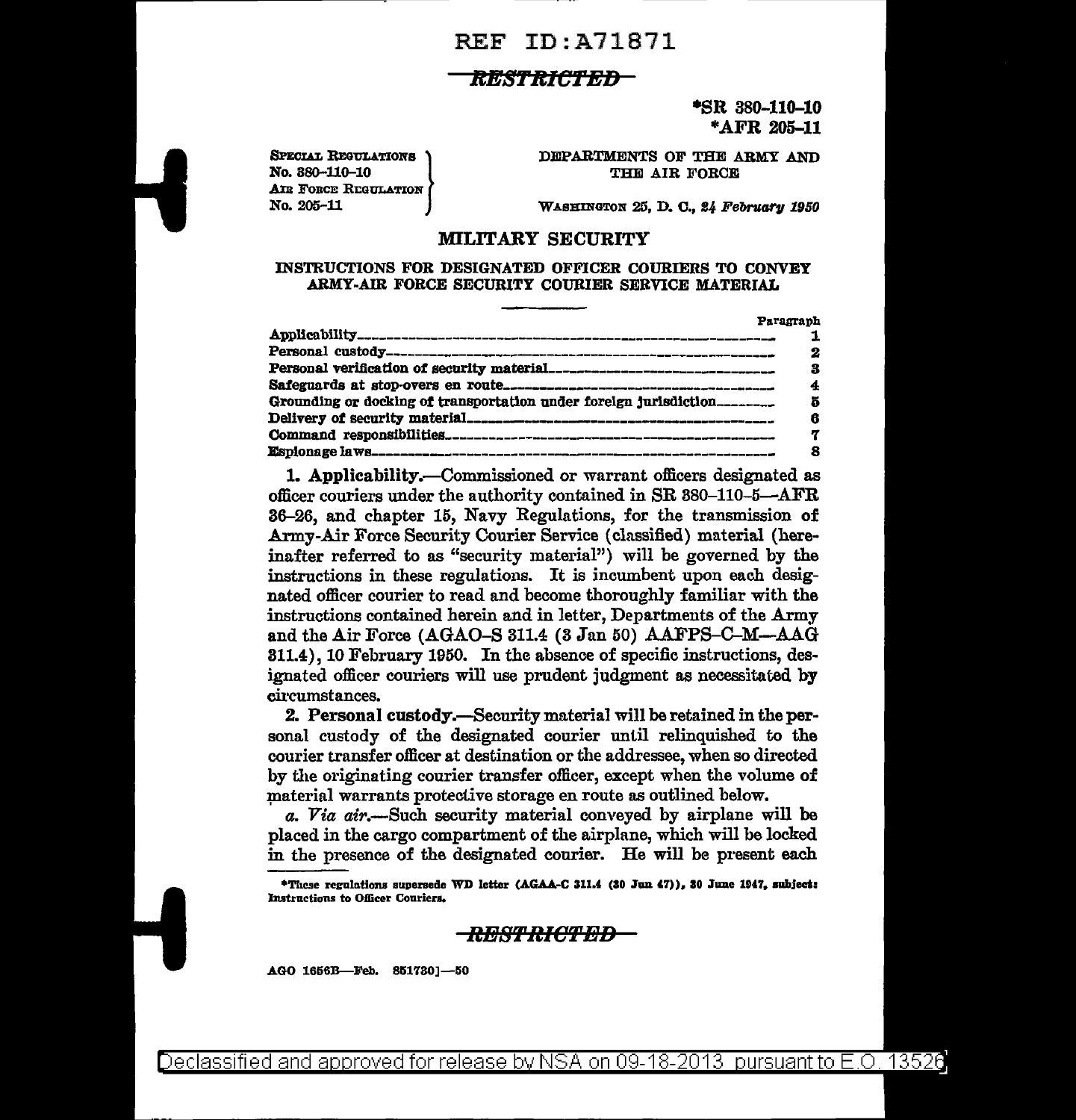REF ID:A71871

~~RESTRICTED~~

*SR 380-110-10
*AFR 205-11

SPECIAL REGULATIONS No. 380-110-10
AIR FORCE REGULATION No. 205-11

DEPARTMENTS OF THE ARMY AND THE AIR FORCE

WASHINGTON 25, D. C., *24 February 1950*

# MILITARY SECURITY

## INSTRUCTIONS FOR DESIGNATED OFFICER COURIERS TO CONVEY ARMY-AIR FORCE SECURITY COURIER SERVICE MATERIAL

| | Paragraph |
|---|---|
| Applicability | 1 |
| Personal custody | 2 |
| Personal verification of security material | 3 |
| Safeguards at stop-overs en route | 4 |
| Grounding or docking of transportation under foreign jurisdiction | 5 |
| Delivery of security material | 6 |
| Command responsibilities | 7 |
| Espionage laws | 8 |

**1. Applicability.**—Commissioned or warrant officers designated as officer couriers under the authority contained in SR 380-110-5—AFR 36-26, and chapter 15, Navy Regulations, for the transmission of Army-Air Force Security Courier Service (classified) material (hereinafter referred to as "security material") will be governed by the instructions in these regulations. It is incumbent upon each designated officer courier to read and become thoroughly familiar with the instructions contained herein and in letter, Departments of the Army and the Air Force (AGAO-S 311.4 (3 Jan 50) AAFPS-C-M—AAG 311.4), 10 February 1950. In the absence of specific instructions, designated officer couriers will use prudent judgment as necessitated by circumstances.

**2. Personal custody.**—Security material will be retained in the personal custody of the designated courier until relinquished to the courier transfer officer at destination or the addressee, when so directed by the originating courier transfer officer, except when the volume of material warrants protective storage en route as outlined below.

*a. Via air.*—Such security material conveyed by airplane will be placed in the cargo compartment of the airplane, which will be locked in the presence of the designated courier. He will be present each

*These regulations supersede WD letter (AGAA-C 311.4 (30 Jun 47)), 30 June 1947, subject: Instructions to Officer Couriers.

~~RESTRICTED~~

AGO 1656B—Feb. 851730]—50

Declassified and approved for release by NSA on 09-18-2013 pursuant to E.O. 13526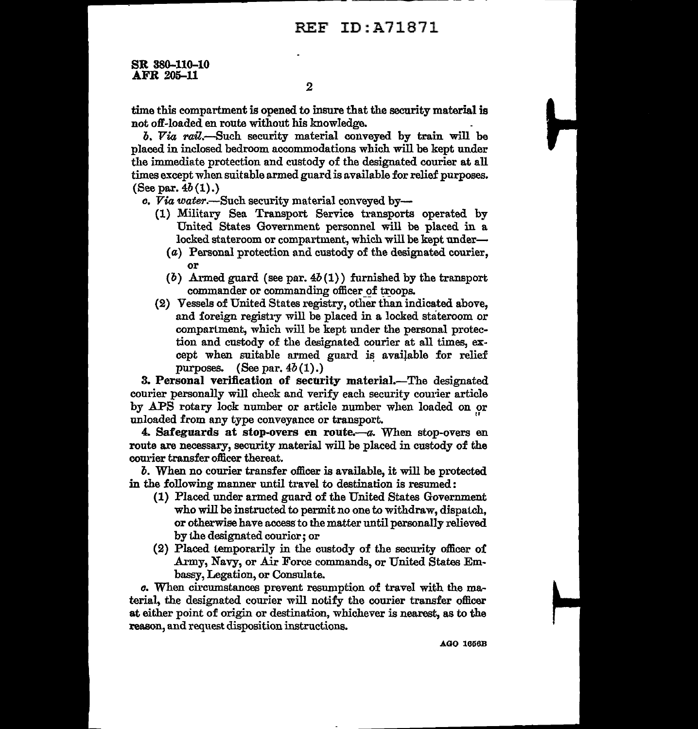time this compartment is opened to insure that the security material is not off-loaded en route without his knowledge.

*b. Via rail.*—Such security material conveyed by train will be placed in inclosed bedroom accommodations which will be kept under the immediate protection and custody of the designated courier at all times except when suitable armed guard is available for relief purposes. (See par. 4*b*(1).)

*c. Via water.*—Such security material conveyed by—

- (1) Military Sea Transport Service transports operated by United States Government personnel will be placed in a locked stateroom or compartment, which will be kept under—
  - (*a*) Personal protection and custody of the designated courier, or
  - (*b*) Armed guard (see par. 4*b*(1)) furnished by the transport commander or commanding officer of troops.
- (2) Vessels of United States registry, other than indicated above, and foreign registry will be placed in a locked stateroom or compartment, which will be kept under the personal protection and custody of the designated courier at all times, except when suitable armed guard is available for relief purposes. (See par. 4*b*(1).)

**3. Personal verification of security material.**—The designated courier personally will check and verify each security courier article by APS rotary lock number or article number when loaded on or unloaded from any type conveyance or transport.

**4. Safeguards at stop-overs en route.**—*a.* When stop-overs en route are necessary, security material will be placed in custody of the courier transfer officer thereat.

*b.* When no courier transfer officer is available, it will be protected in the following manner until travel to destination is resumed:

- (1) Placed under armed guard of the United States Government who will be instructed to permit no one to withdraw, dispatch, or otherwise have access to the matter until personally relieved by the designated courier; or
- (2) Placed temporarily in the custody of the security officer of Army, Navy, or Air Force commands, or United States Embassy, Legation, or Consulate.

*c.* When circumstances prevent resumption of travel with the material, the designated courier will notify the courier transfer officer at either point of origin or destination, whichever is nearest, as to the reason, and request disposition instructions.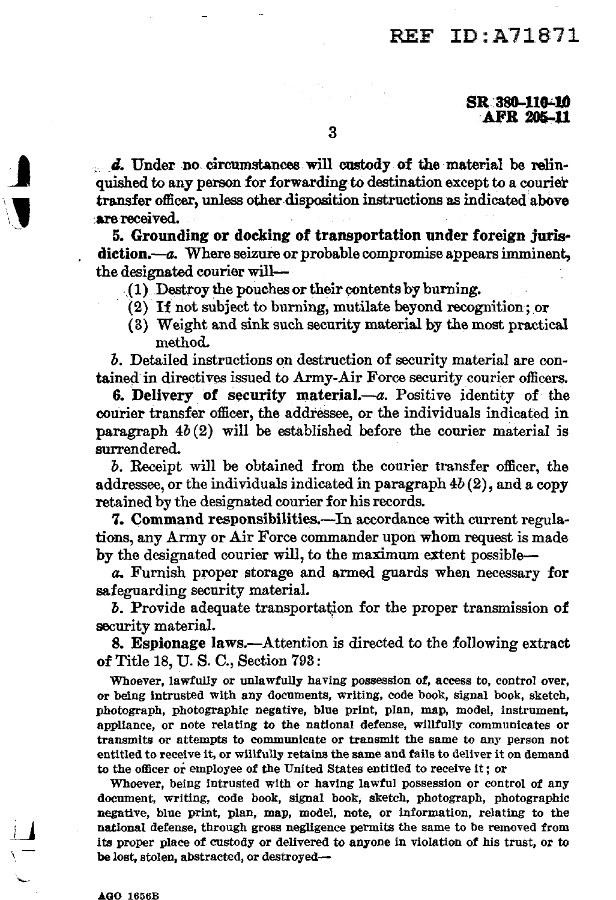*d.* Under no circumstances will custody of the material be relinquished to any person for forwarding to destination except to a courier transfer officer, unless other disposition instructions as indicated above are received.

**5. Grounding or docking of transportation under foreign jurisdiction.**—*a.* Where seizure or probable compromise appears imminent, the designated courier will—

(1) Destroy the pouches or their contents by burning.

(2) If not subject to burning, mutilate beyond recognition; or

(3) Weight and sink such security material by the most practical method.

*b.* Detailed instructions on destruction of security material are contained in directives issued to Army-Air Force security courier officers.

**6. Delivery of security material.**—*a.* Positive identity of the courier transfer officer, the addressee, or the individuals indicated in paragraph 4*b*(2) will be established before the courier material is surrendered.

*b.* Receipt will be obtained from the courier transfer officer, the addressee, or the individuals indicated in paragraph 4*b*(2), and a copy retained by the designated courier for his records.

**7. Command responsibilities.**—In accordance with current regulations, any Army or Air Force commander upon whom request is made by the designated courier will, to the maximum extent possible—

*a.* Furnish proper storage and armed guards when necessary for safeguarding security material.

*b.* Provide adequate transportation for the proper transmission of security material.

**8. Espionage laws.**—Attention is directed to the following extract of Title 18, U. S. C., Section 793:

Whoever, lawfully or unlawfully having possession of, access to, control over, or being intrusted with any documents, writing, code book, signal book, sketch, photograph, photographic negative, blue print, plan, map, model, instrument, appliance, or note relating to the national defense, willfully communicates or transmits or attempts to communicate or transmit the same to any person not entitled to receive it, or willfully retains the same and fails to deliver it on demand to the officer or employee of the United States entitled to receive it; or

Whoever, being intrusted with or having lawful possession or control of any document, writing, code book, signal book, sketch, photograph, photographic negative, blue print, plan, map, model, note, or information, relating to the national defense, through gross negligence permits the same to be removed from its proper place of custody or delivered to anyone in violation of his trust, or to be lost, stolen, abstracted, or destroyed—

AGO 1656B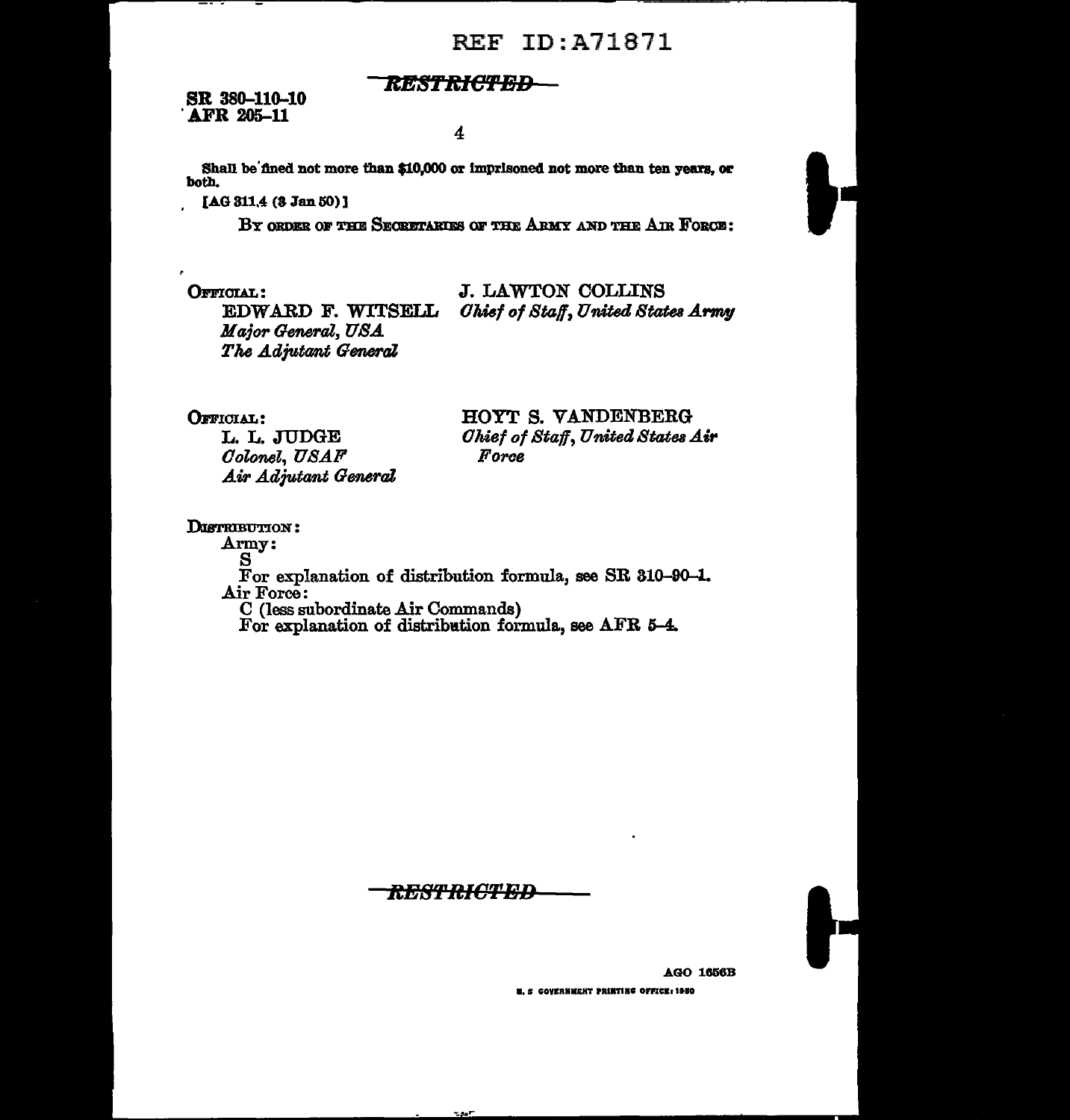REF ID:A71871

RESTRICTED

SR 380-110-10
AFR 205-11

Shall be fined not more than $10,000 or imprisoned not more than ten years, or both.

[AG 311.4 (3 Jan 50)]

BY ORDER OF THE SECRETARIES OF THE ARMY AND THE AIR FORCE:

OFFICIAL:
EDWARD F. WITSELL
*Major General, USA*
*The Adjutant General*

J. LAWTON COLLINS
*Chief of Staff, United States Army*

OFFICIAL:
L. L. JUDGE
*Colonel, USAF*
*Air Adjutant General*

HOYT S. VANDENBERG
*Chief of Staff, United States Air Force*

DISTRIBUTION:
Army:
S
For explanation of distribution formula, see SR 310-90-1.
Air Force:
C (less subordinate Air Commands)
For explanation of distribution formula, see AFR 5-4.

RESTRICTED

AGO 1656B

U. S. GOVERNMENT PRINTING OFFICE: 1950